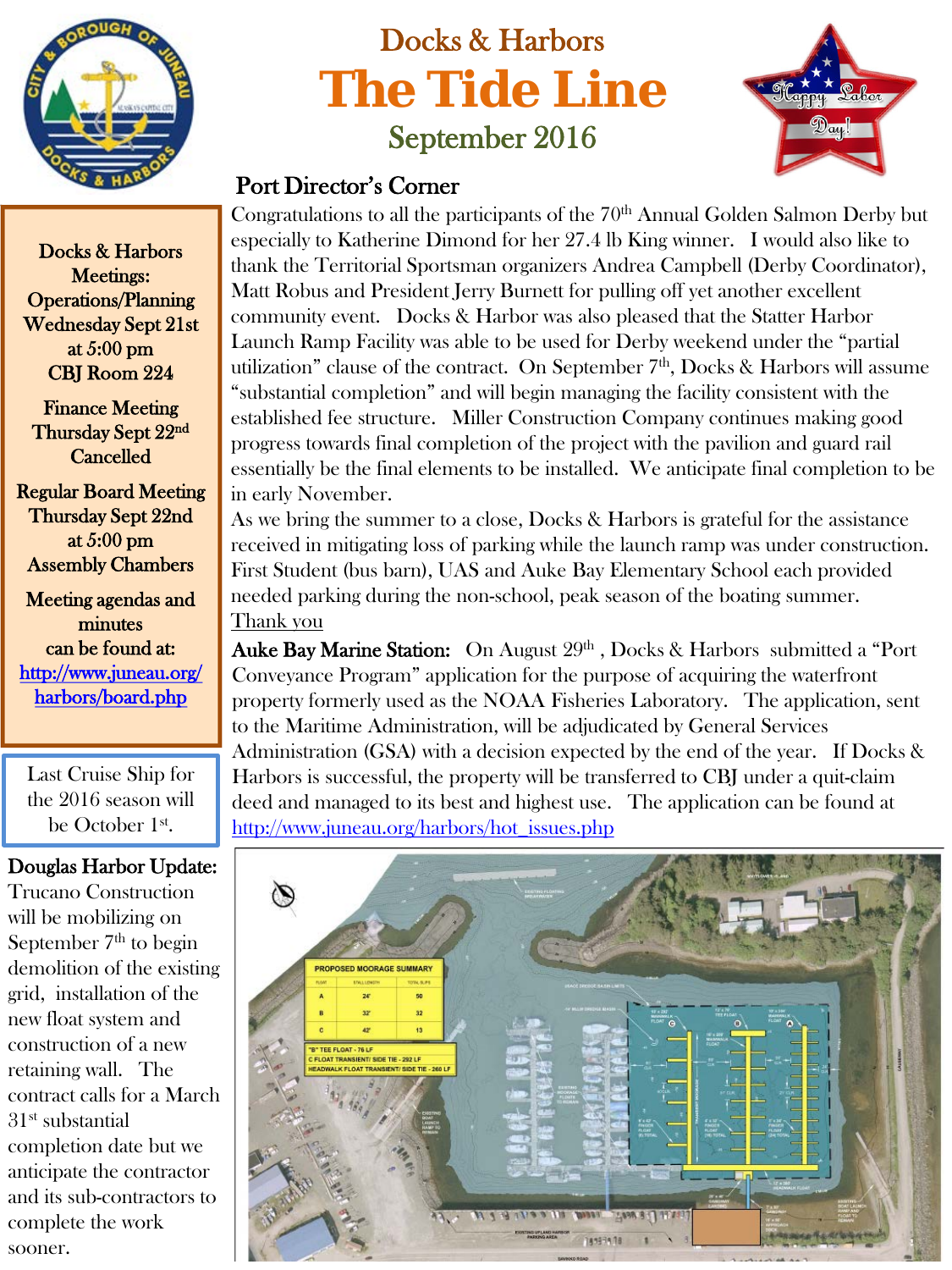# Docks & Harbors

# The Tide Line

## September 2016

Happy Labor Day!

## Port Director's Corner

Congratulations to all the participants of the 70th Annual Golden Salmon Derby but especially to Katherine Dimond for her 27.4 lb King winner. I would also like to thank the Territorial Sportsman organizers Andrea Campbell (Derby Coordinator), Matt Robus and President Jerry Burnett for pulling off yet another excellent community event. Docks & Harbor was also pleased that the Statter Harbor Launch Ramp Facility was able to be used for Derby weekend under the "partial utilization" clause of the contract. On September 7th, Docks & Harbors will assume "substantial completion" and will begin managing the facility consistent with the established fee structure. Miller Construction Company continues making good progress towards final completion of the project with the pavilion and guard rail essentially be the final elements to be installed. We anticipate final completion to be in early November.

As we bring the summer to a close, Docks & Harbors is grateful for the assistance received in mitigating loss of parking while the launch ramp was under construction. First Student (bus barn), UAS and Auke Bay Elementary School each provided needed parking during the non-school, peak season of the boating summer.

Thank you

**Auke Bay Marine Station:** On August 29th , Docks & Harbors submitted a "Port Conveyance Program" application for the purpose of acquiring the waterfront property formerly used as the NOAA Fisheries Laboratory. The application, sent to the Maritime Administration, will be adjudicated by General Services Administration (GSA) with a decision expected by the end of the year. If Docks & Harbors is successful, the property will be transferred to CBJ under a quit-claim deed and managed to its best and highest use. The application can be found at http://www.juneau.org/harbors/hot_issues.php

**Docks & Harbors Meetings:**

Operations/Planning
Wednesday Sept 21st
at 5:00 pm
CBJ Room 224

Finance Meeting
Thursday Sept 22nd
Cancelled

Regular Board Meeting
Thursday Sept 22nd
at 5:00 pm
Assembly Chambers

Meeting agendas and minutes can be found at:
http://www.juneau.org/harbors/board.php

Last Cruise Ship for the 2016 season will be October 1st.

**Douglas Harbor Update:** Trucano Construction will be mobilizing on September 7th to begin demolition of the existing grid, installation of the new float system and construction of a new retaining wall. The contract calls for a March 31st substantial completion date but we anticipate the contractor and its sub-contractors to complete the work sooner.

| PROPOSED MOORAGE SUMMARY | | |
|---|---|---|
| FLOAT | STALL LENGTH | TOTAL SLIPS |
| A | 24' | 50 |
| B | 32' | 32 |
| C | 42' | 13 |

"B" TEE FLOAT - 76 LF
C FLOAT TRANSIENT/ SIDE TIE - 292 LF
HEADWALK FLOAT TRANSIENT/ SIDE TIE - 260 LF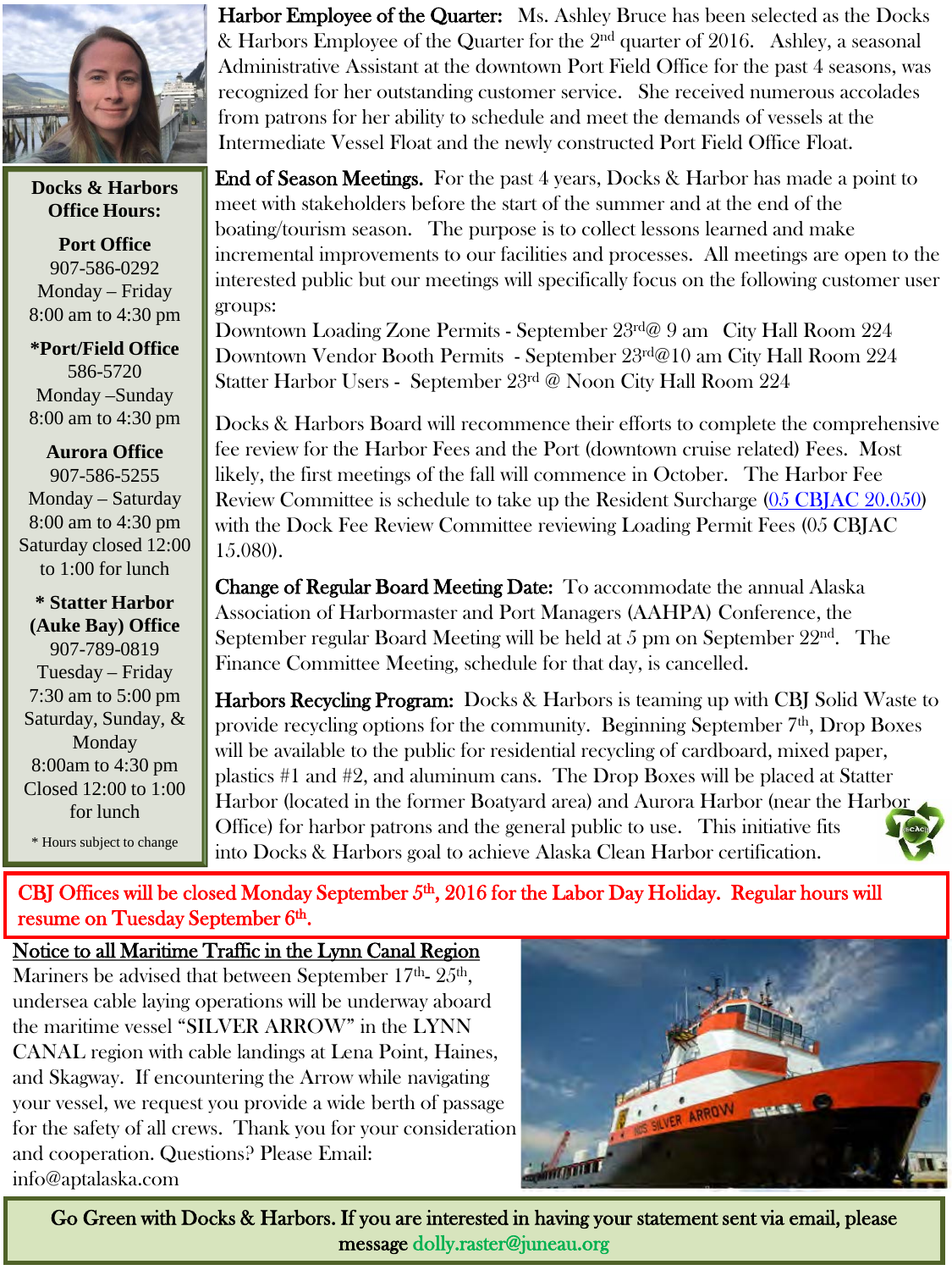**Harbor Employee of the Quarter:** Ms. Ashley Bruce has been selected as the Docks & Harbors Employee of the Quarter for the 2nd quarter of 2016. Ashley, a seasonal Administrative Assistant at the downtown Port Field Office for the past 4 seasons, was recognized for her outstanding customer service. She received numerous accolades from patrons for her ability to schedule and meet the demands of vessels at the Intermediate Vessel Float and the newly constructed Port Field Office Float.

**Docks & Harbors Office Hours:**

**Port Office**
907-586-0292
Monday – Friday
8:00 am to 4:30 pm

**\*Port/Field Office**
586-5720
Monday –Sunday
8:00 am to 4:30 pm

**Aurora Office**
907-586-5255
Monday – Saturday
8:00 am to 4:30 pm
Saturday closed 12:00 to 1:00 for lunch

**\* Statter Harbor (Auke Bay) Office**
907-789-0819
Tuesday – Friday
7:30 am to 5:00 pm
Saturday, Sunday, & Monday
8:00am to 4:30 pm
Closed 12:00 to 1:00 for lunch

\* Hours subject to change

**End of Season Meetings.** For the past 4 years, Docks & Harbor has made a point to meet with stakeholders before the start of the summer and at the end of the boating/tourism season. The purpose is to collect lessons learned and make incremental improvements to our facilities and processes. All meetings are open to the interested public but our meetings will specifically focus on the following customer user groups:

Downtown Loading Zone Permits - September 23rd@ 9 am City Hall Room 224
Downtown Vendor Booth Permits - September 23rd@10 am City Hall Room 224
Statter Harbor Users - September 23rd @ Noon City Hall Room 224

Docks & Harbors Board will recommence their efforts to complete the comprehensive fee review for the Harbor Fees and the Port (downtown cruise related) Fees. Most likely, the first meetings of the fall will commence in October. The Harbor Fee Review Committee is schedule to take up the Resident Surcharge (05 CBJAC 20.050) with the Dock Fee Review Committee reviewing Loading Permit Fees (05 CBJAC 15.080).

**Change of Regular Board Meeting Date:** To accommodate the annual Alaska Association of Harbormaster and Port Managers (AAHPA) Conference, the September regular Board Meeting will be held at 5 pm on September 22nd. The Finance Committee Meeting, schedule for that day, is cancelled.

**Harbors Recycling Program:** Docks & Harbors is teaming up with CBJ Solid Waste to provide recycling options for the community. Beginning September 7th, Drop Boxes will be available to the public for residential recycling of cardboard, mixed paper, plastics #1 and #2, and aluminum cans. The Drop Boxes will be placed at Statter Harbor (located in the former Boatyard area) and Aurora Harbor (near the Harbor Office) for harbor patrons and the general public to use. This initiative fits into Docks & Harbors goal to achieve Alaska Clean Harbor certification.

CBJ Offices will be closed Monday September 5th, 2016 for the Labor Day Holiday. Regular hours will resume on Tuesday September 6th.

**Notice to all Maritime Traffic in the Lynn Canal Region**

Mariners be advised that between September 17th- 25th, undersea cable laying operations will be underway aboard the maritime vessel "SILVER ARROW" in the LYNN CANAL region with cable landings at Lena Point, Haines, and Skagway. If encountering the Arrow while navigating your vessel, we request you provide a wide berth of passage for the safety of all crews. Thank you for your consideration and cooperation. Questions? Please Email: info@aptalaska.com

Go Green with Docks & Harbors. If you are interested in having your statement sent via email, please message dolly.raster@juneau.org